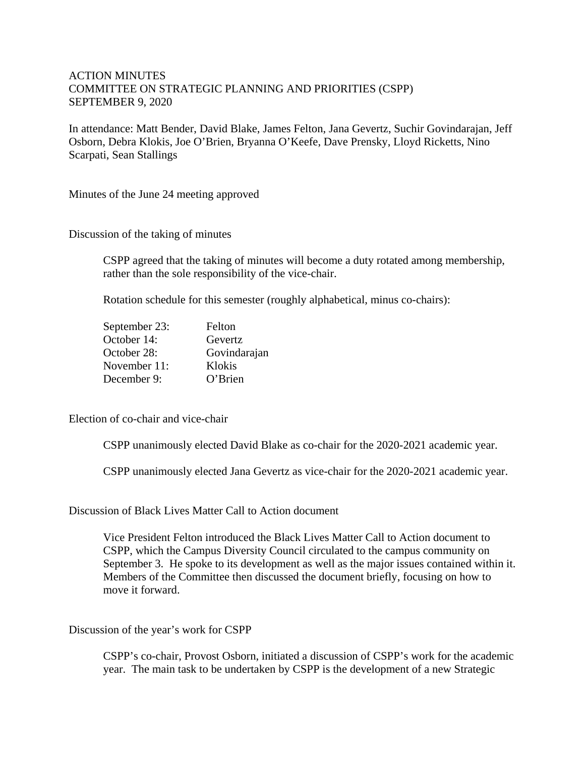ACTION MINUTES
COMMITTEE ON STRATEGIC PLANNING AND PRIORITIES (CSPP)
SEPTEMBER 9, 2020

In attendance: Matt Bender, David Blake, James Felton, Jana Gevertz, Suchir Govindarajan, Jeff Osborn, Debra Klokis, Joe O'Brien, Bryanna O'Keefe, Dave Prensky, Lloyd Ricketts, Nino Scarpati, Sean Stallings

Minutes of the June 24 meeting approved

Discussion of the taking of minutes

> CSPP agreed that the taking of minutes will become a duty rotated among membership, rather than the sole responsibility of the vice-chair.
>
> Rotation schedule for this semester (roughly alphabetical, minus co-chairs):
>
> September 23: Felton
> October 14: Gevertz
> October 28: Govindarajan
> November 11: Klokis
> December 9: O'Brien

Election of co-chair and vice-chair

> CSPP unanimously elected David Blake as co-chair for the 2020-2021 academic year.
>
> CSPP unanimously elected Jana Gevertz as vice-chair for the 2020-2021 academic year.

Discussion of Black Lives Matter Call to Action document

> Vice President Felton introduced the Black Lives Matter Call to Action document to CSPP, which the Campus Diversity Council circulated to the campus community on September 3. He spoke to its development as well as the major issues contained within it. Members of the Committee then discussed the document briefly, focusing on how to move it forward.

Discussion of the year's work for CSPP

> CSPP's co-chair, Provost Osborn, initiated a discussion of CSPP's work for the academic year. The main task to be undertaken by CSPP is the development of a new Strategic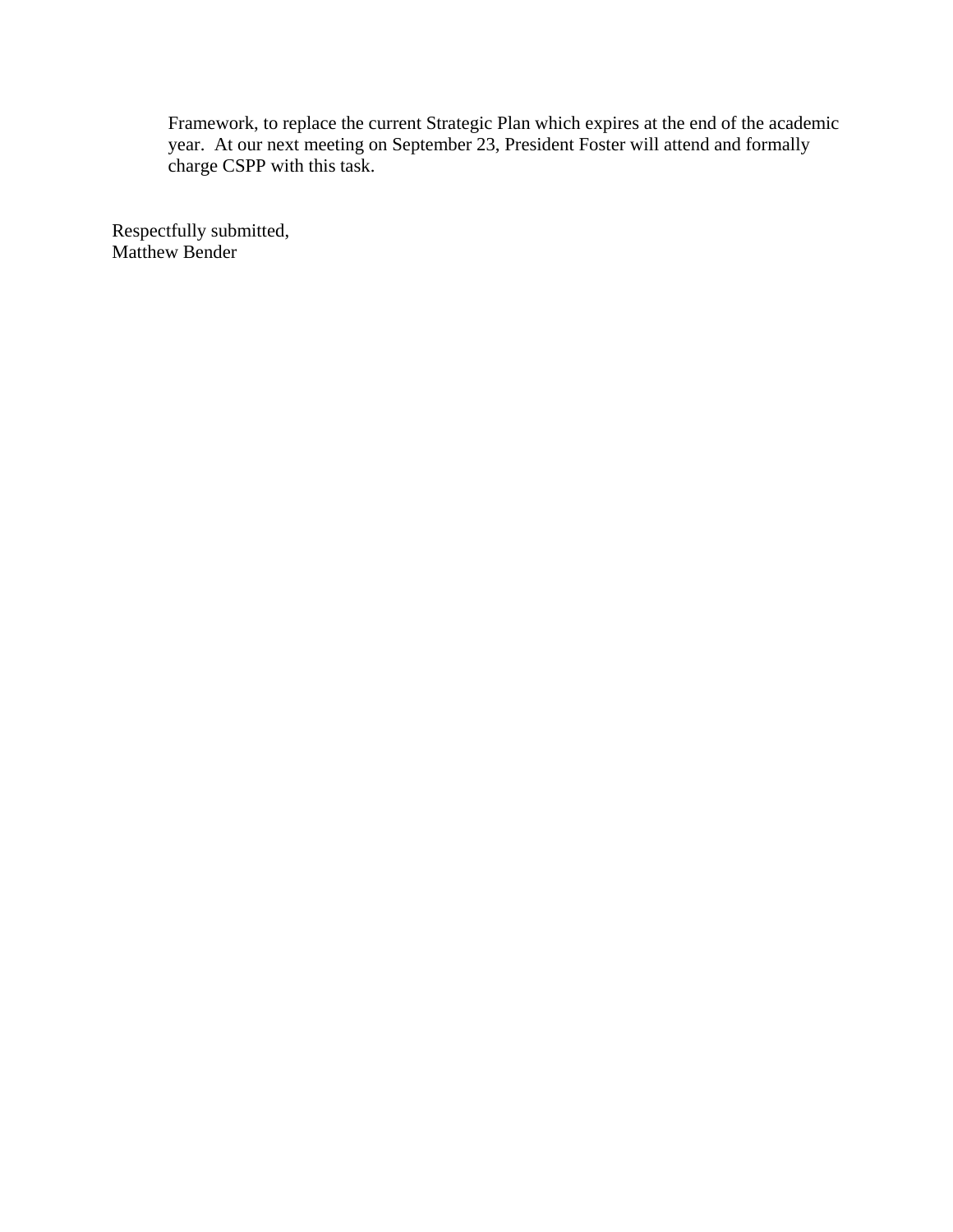Framework, to replace the current Strategic Plan which expires at the end of the academic year. At our next meeting on September 23, President Foster will attend and formally charge CSPP with this task.

Respectfully submitted,
Matthew Bender